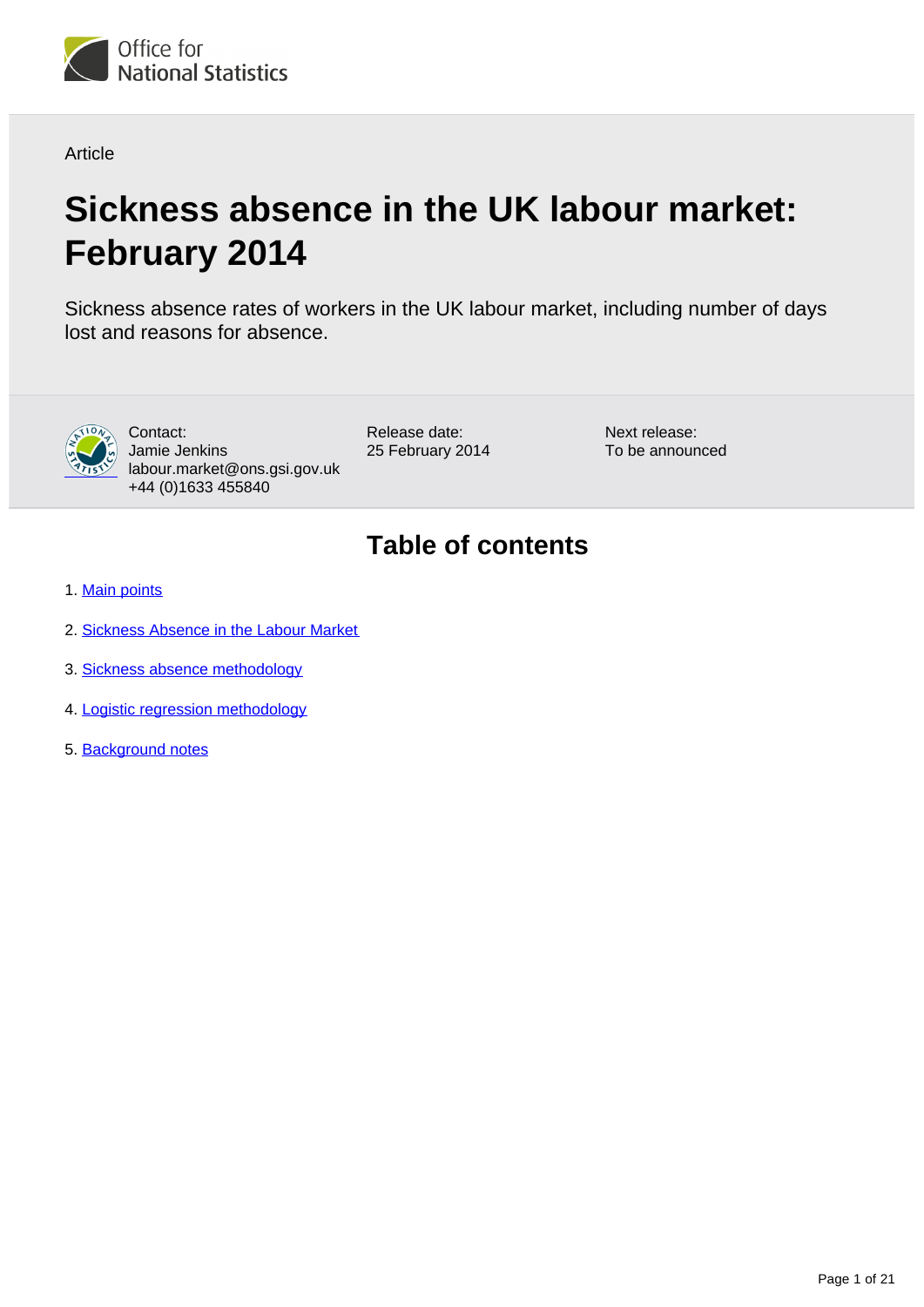Office for National Statistics

Article

# Sickness absence in the UK labour market: February 2014

Sickness absence rates of workers in the UK labour market, including number of days lost and reasons for absence.

Contact:
Jamie Jenkins
labour.market@ons.gsi.gov.uk
+44 (0)1633 455840

Release date:
25 February 2014

Next release:
To be announced

## Table of contents

1. Main points
2. Sickness Absence in the Labour Market
3. Sickness absence methodology
4. Logistic regression methodology
5. Background notes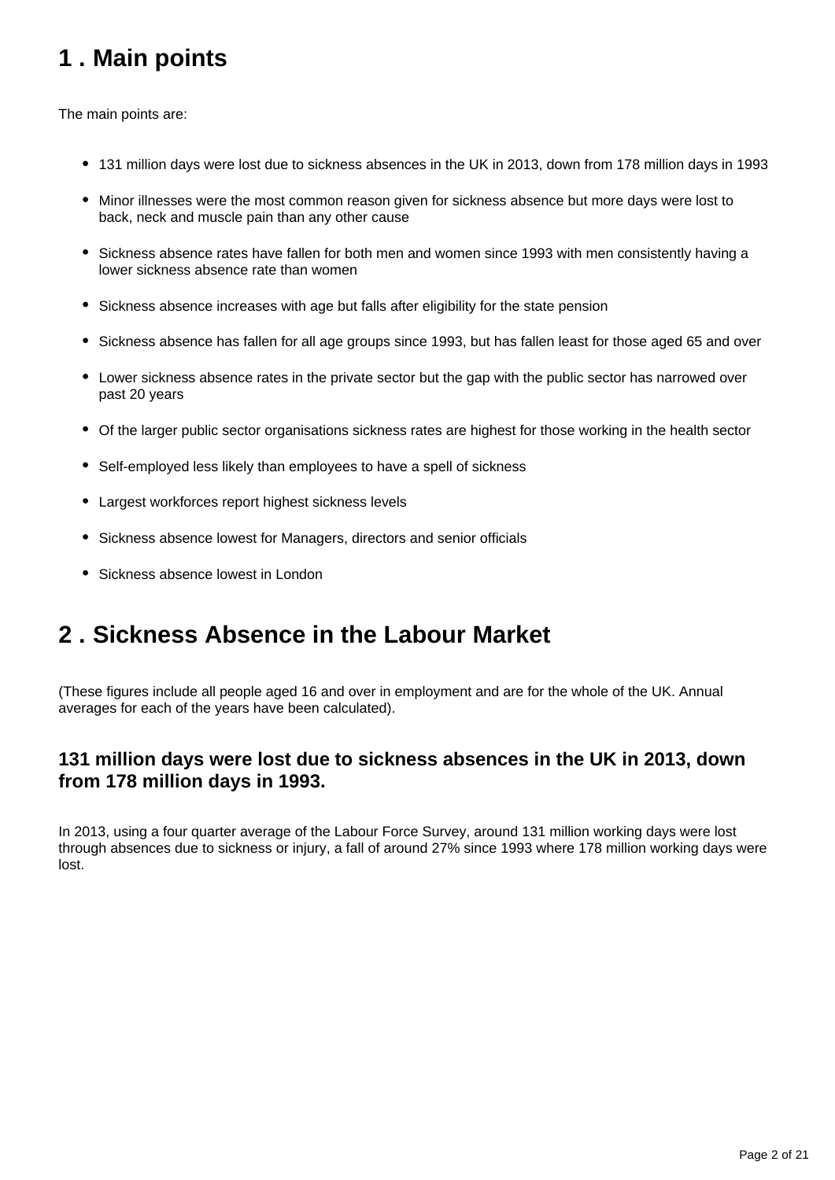## 1 . Main points

The main points are:

- 131 million days were lost due to sickness absences in the UK in 2013, down from 178 million days in 1993
- Minor illnesses were the most common reason given for sickness absence but more days were lost to back, neck and muscle pain than any other cause
- Sickness absence rates have fallen for both men and women since 1993 with men consistently having a lower sickness absence rate than women
- Sickness absence increases with age but falls after eligibility for the state pension
- Sickness absence has fallen for all age groups since 1993, but has fallen least for those aged 65 and over
- Lower sickness absence rates in the private sector but the gap with the public sector has narrowed over past 20 years
- Of the larger public sector organisations sickness rates are highest for those working in the health sector
- Self-employed less likely than employees to have a spell of sickness
- Largest workforces report highest sickness levels
- Sickness absence lowest for Managers, directors and senior officials
- Sickness absence lowest in London

## 2 . Sickness Absence in the Labour Market

(These figures include all people aged 16 and over in employment and are for the whole of the UK. Annual averages for each of the years have been calculated).

### 131 million days were lost due to sickness absences in the UK in 2013, down from 178 million days in 1993.

In 2013, using a four quarter average of the Labour Force Survey, around 131 million working days were lost through absences due to sickness or injury, a fall of around 27% since 1993 where 178 million working days were lost.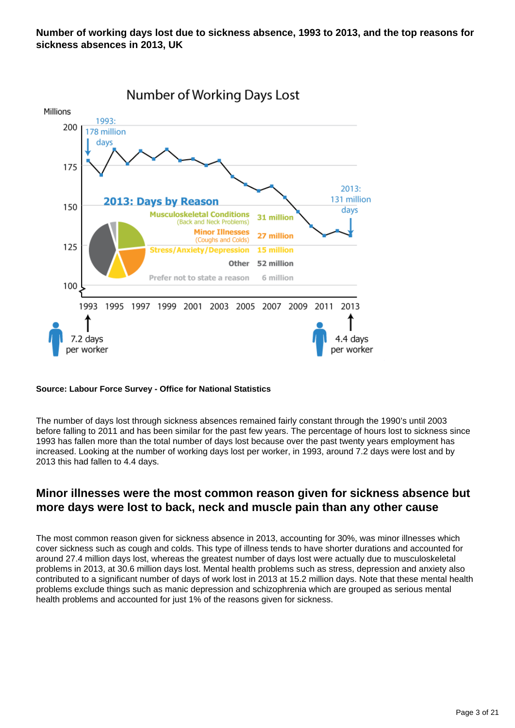**Number of working days lost due to sickness absence, 1993 to 2013, and the top reasons for sickness absences in 2013, UK**

**Source: Labour Force Survey - Office for National Statistics**

The number of days lost through sickness absences remained fairly constant through the 1990's until 2003 before falling to 2011 and has been similar for the past few years. The percentage of hours lost to sickness since 1993 has fallen more than the total number of days lost because over the past twenty years employment has increased. Looking at the number of working days lost per worker, in 1993, around 7.2 days were lost and by 2013 this had fallen to 4.4 days.

## Minor illnesses were the most common reason given for sickness absence but more days were lost to back, neck and muscle pain than any other cause

The most common reason given for sickness absence in 2013, accounting for 30%, was minor illnesses which cover sickness such as cough and colds. This type of illness tends to have shorter durations and accounted for around 27.4 million days lost, whereas the greatest number of days lost were actually due to musculoskeletal problems in 2013, at 30.6 million days lost. Mental health problems such as stress, depression and anxiety also contributed to a significant number of days of work lost in 2013 at 15.2 million days. Note that these mental health problems exclude things such as manic depression and schizophrenia which are grouped as serious mental health problems and accounted for just 1% of the reasons given for sickness.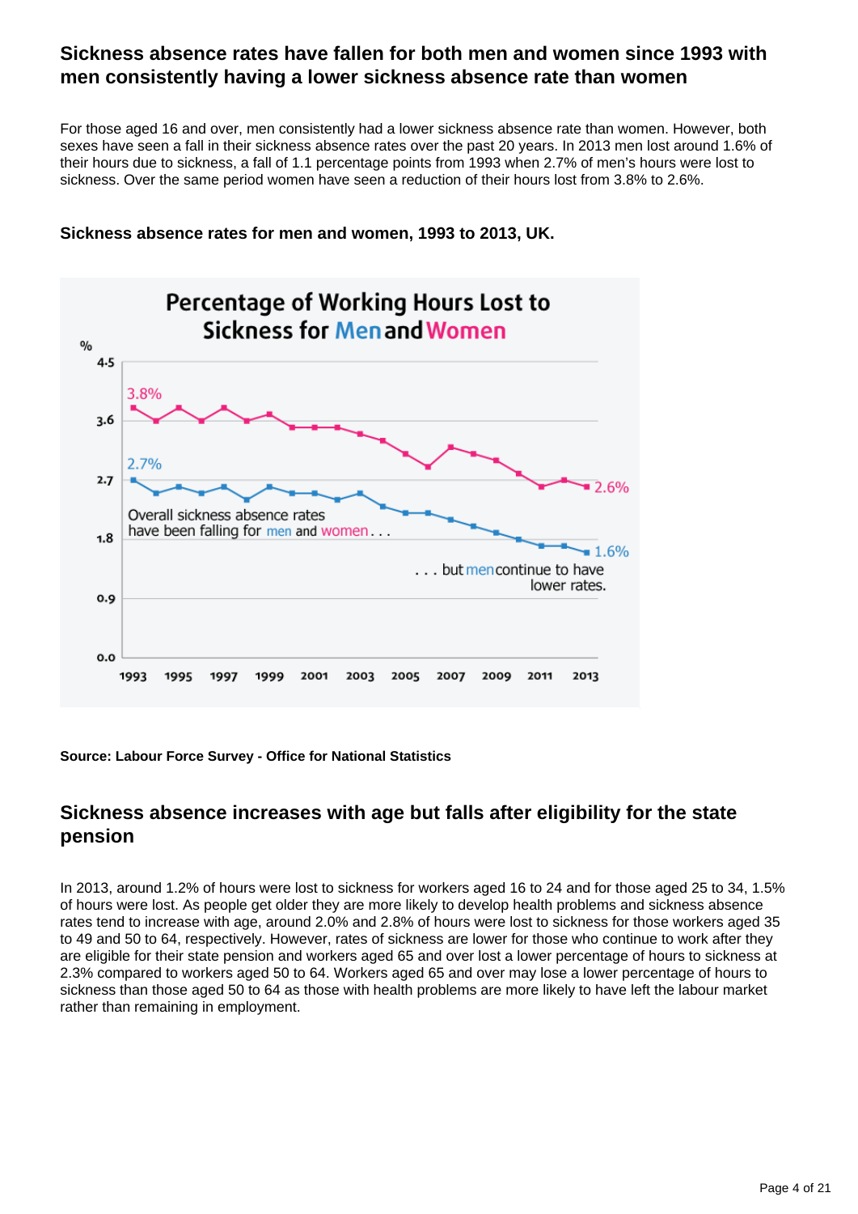## Sickness absence rates have fallen for both men and women since 1993 with men consistently having a lower sickness absence rate than women

For those aged 16 and over, men consistently had a lower sickness absence rate than women. However, both sexes have seen a fall in their sickness absence rates over the past 20 years. In 2013 men lost around 1.6% of their hours due to sickness, a fall of 1.1 percentage points from 1993 when 2.7% of men's hours were lost to sickness. Over the same period women have seen a reduction of their hours lost from 3.8% to 2.6%.

### Sickness absence rates for men and women, 1993 to 2013, UK.

**Source: Labour Force Survey - Office for National Statistics**

## Sickness absence increases with age but falls after eligibility for the state pension

In 2013, around 1.2% of hours were lost to sickness for workers aged 16 to 24 and for those aged 25 to 34, 1.5% of hours were lost. As people get older they are more likely to develop health problems and sickness absence rates tend to increase with age, around 2.0% and 2.8% of hours were lost to sickness for those workers aged 35 to 49 and 50 to 64, respectively. However, rates of sickness are lower for those who continue to work after they are eligible for their state pension and workers aged 65 and over lost a lower percentage of hours to sickness at 2.3% compared to workers aged 50 to 64. Workers aged 65 and over may lose a lower percentage of hours to sickness than those aged 50 to 64 as those with health problems are more likely to have left the labour market rather than remaining in employment.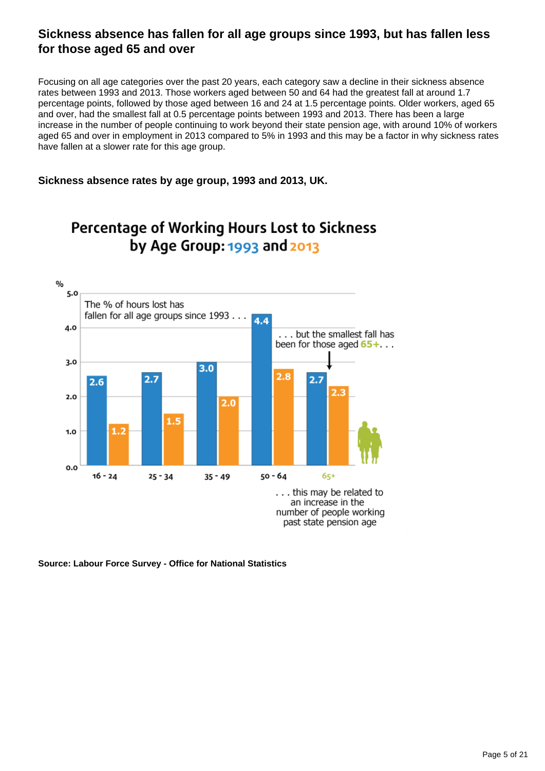## Sickness absence has fallen for all age groups since 1993, but has fallen less for those aged 65 and over

Focusing on all age categories over the past 20 years, each category saw a decline in their sickness absence rates between 1993 and 2013. Those workers aged between 50 and 64 had the greatest fall at around 1.7 percentage points, followed by those aged between 16 and 24 at 1.5 percentage points. Older workers, aged 65 and over, had the smallest fall at 0.5 percentage points between 1993 and 2013. There has been a large increase in the number of people continuing to work beyond their state pension age, with around 10% of workers aged 65 and over in employment in 2013 compared to 5% in 1993 and this may be a factor in why sickness rates have fallen at a slower rate for this age group.

**Sickness absence rates by age group, 1993 and 2013, UK.**

Percentage of Working Hours Lost to Sickness by Age Group: 1993 and 2013

| Age group | 1993 (%) | 2013 (%) |
|---|---|---|
| 16 - 24 | 2.6 | 1.2 |
| 25 - 34 | 2.7 | 1.5 |
| 35 - 49 | 3.0 | 2.0 |
| 50 - 64 | 4.4 | 2.8 |
| 65+ | 2.7 | 2.3 |

The % of hours lost has fallen for all age groups since 1993 . . .

. . . but the smallest fall has been for those aged 65+. . .

. . . this may be related to an increase in the number of people working past state pension age

**Source: Labour Force Survey - Office for National Statistics**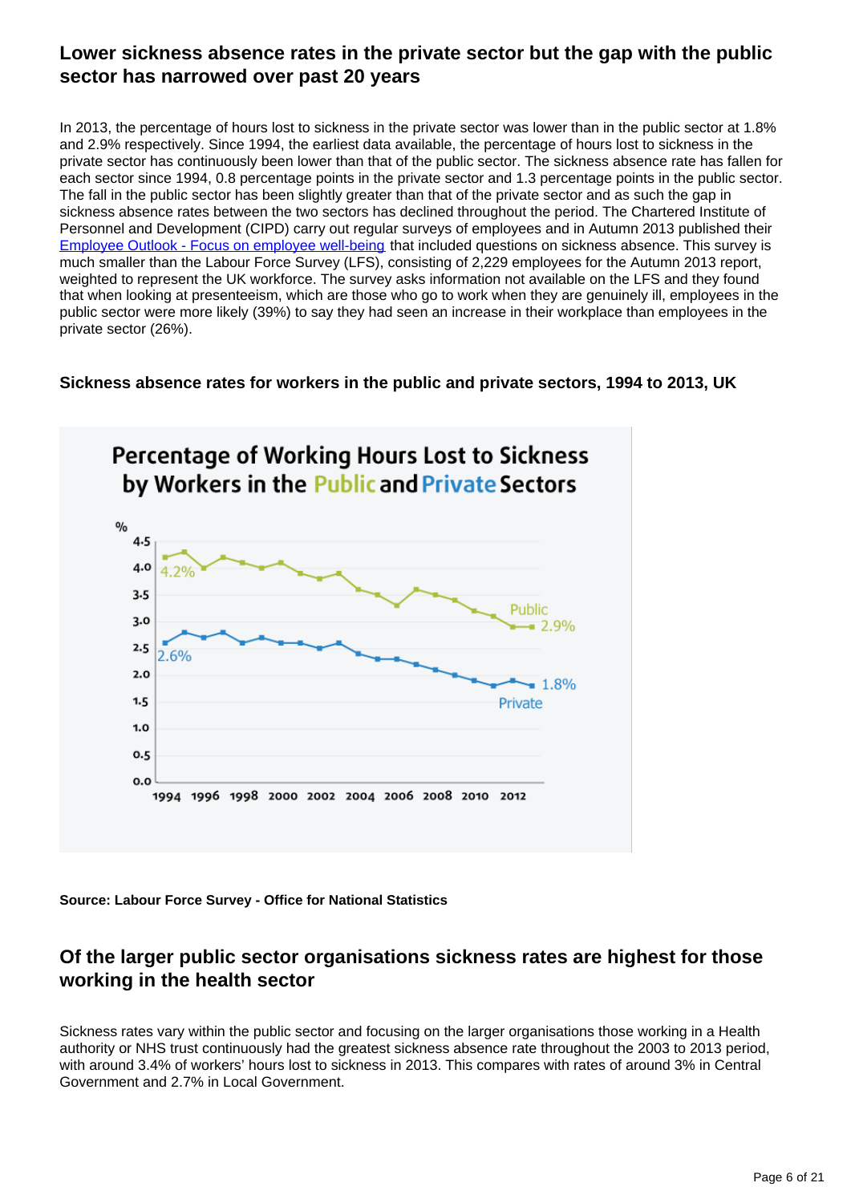## Lower sickness absence rates in the private sector but the gap with the public sector has narrowed over past 20 years

In 2013, the percentage of hours lost to sickness in the private sector was lower than in the public sector at 1.8% and 2.9% respectively. Since 1994, the earliest data available, the percentage of hours lost to sickness in the private sector has continuously been lower than that of the public sector. The sickness absence rate has fallen for each sector since 1994, 0.8 percentage points in the private sector and 1.3 percentage points in the public sector. The fall in the public sector has been slightly greater than that of the private sector and as such the gap in sickness absence rates between the two sectors has declined throughout the period. The Chartered Institute of Personnel and Development (CIPD) carry out regular surveys of employees and in Autumn 2013 published their [Employee Outlook - Focus on employee well-being](Employee Outlook - Focus on employee well-being) that included questions on sickness absence. This survey is much smaller than the Labour Force Survey (LFS), consisting of 2,229 employees for the Autumn 2013 report, weighted to represent the UK workforce. The survey asks information not available on the LFS and they found that when looking at presenteeism, which are those who go to work when they are genuinely ill, employees in the public sector were more likely (39%) to say they had seen an increase in their workplace than employees in the private sector (26%).

### Sickness absence rates for workers in the public and private sectors, 1994 to 2013, UK

**Percentage of Working Hours Lost to Sickness by Workers in the Public and Private Sectors**

**Source: Labour Force Survey - Office for National Statistics**

## Of the larger public sector organisations sickness rates are highest for those working in the health sector

Sickness rates vary within the public sector and focusing on the larger organisations those working in a Health authority or NHS trust continuously had the greatest sickness absence rate throughout the 2003 to 2013 period, with around 3.4% of workers' hours lost to sickness in 2013. This compares with rates of around 3% in Central Government and 2.7% in Local Government.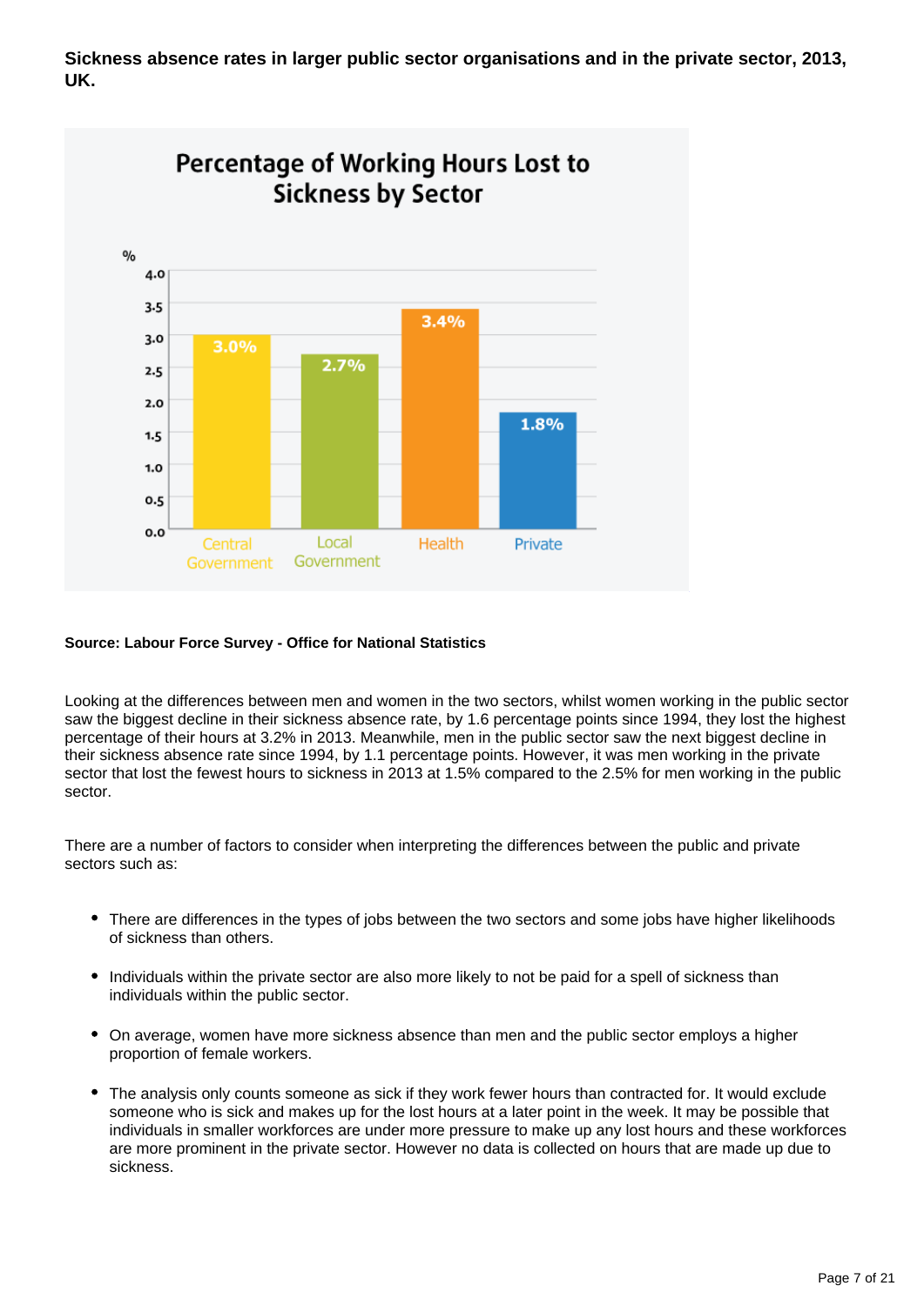**Sickness absence rates in larger public sector organisations and in the private sector, 2013, UK.**

**Percentage of Working Hours Lost to Sickness by Sector**

| Sector | % |
| --- | --- |
| Central Government | 3.0% |
| Local Government | 2.7% |
| Health | 3.4% |
| Private | 1.8% |

**Source: Labour Force Survey - Office for National Statistics**

Looking at the differences between men and women in the two sectors, whilst women working in the public sector saw the biggest decline in their sickness absence rate, by 1.6 percentage points since 1994, they lost the highest percentage of their hours at 3.2% in 2013. Meanwhile, men in the public sector saw the next biggest decline in their sickness absence rate since 1994, by 1.1 percentage points. However, it was men working in the private sector that lost the fewest hours to sickness in 2013 at 1.5% compared to the 2.5% for men working in the public sector.

There are a number of factors to consider when interpreting the differences between the public and private sectors such as:

- There are differences in the types of jobs between the two sectors and some jobs have higher likelihoods of sickness than others.
- Individuals within the private sector are also more likely to not be paid for a spell of sickness than individuals within the public sector.
- On average, women have more sickness absence than men and the public sector employs a higher proportion of female workers.
- The analysis only counts someone as sick if they work fewer hours than contracted for. It would exclude someone who is sick and makes up for the lost hours at a later point in the week. It may be possible that individuals in smaller workforces are under more pressure to make up any lost hours and these workforces are more prominent in the private sector. However no data is collected on hours that are made up due to sickness.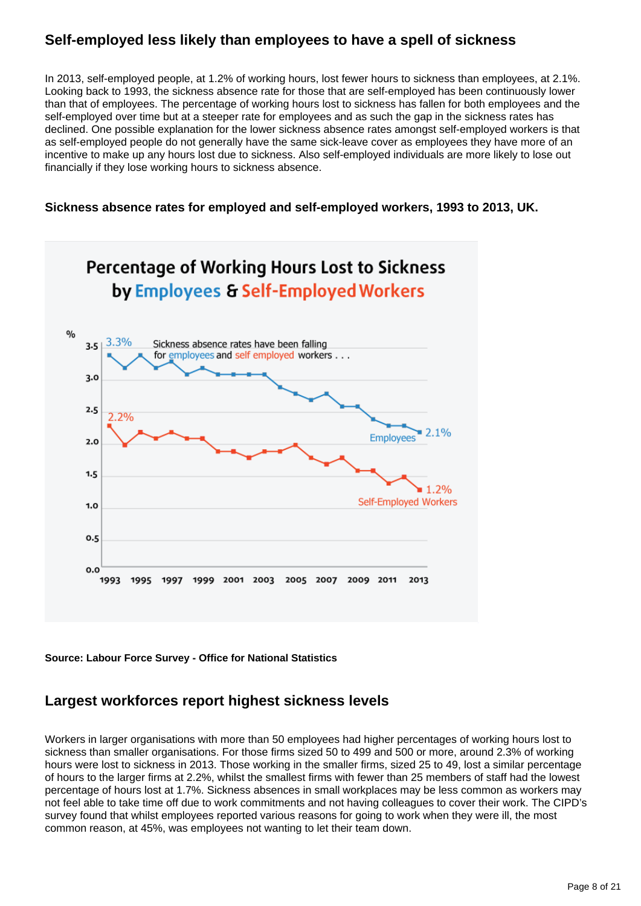## Self-employed less likely than employees to have a spell of sickness

In 2013, self-employed people, at 1.2% of working hours, lost fewer hours to sickness than employees, at 2.1%. Looking back to 1993, the sickness absence rate for those that are self-employed has been continuously lower than that of employees. The percentage of working hours lost to sickness has fallen for both employees and the self-employed over time but at a steeper rate for employees and as such the gap in the sickness rates has declined. One possible explanation for the lower sickness absence rates amongst self-employed workers is that as self-employed people do not generally have the same sick-leave cover as employees they have more of an incentive to make up any hours lost due to sickness. Also self-employed individuals are more likely to lose out financially if they lose working hours to sickness absence.

### Sickness absence rates for employed and self-employed workers, 1993 to 2013, UK.

**Source: Labour Force Survey - Office for National Statistics**

## Largest workforces report highest sickness levels

Workers in larger organisations with more than 50 employees had higher percentages of working hours lost to sickness than smaller organisations. For those firms sized 50 to 499 and 500 or more, around 2.3% of working hours were lost to sickness in 2013. Those working in the smaller firms, sized 25 to 49, lost a similar percentage of hours to the larger firms at 2.2%, whilst the smallest firms with fewer than 25 members of staff had the lowest percentage of hours lost at 1.7%. Sickness absences in small workplaces may be less common as workers may not feel able to take time off due to work commitments and not having colleagues to cover their work. The CIPD's survey found that whilst employees reported various reasons for going to work when they were ill, the most common reason, at 45%, was employees not wanting to let their team down.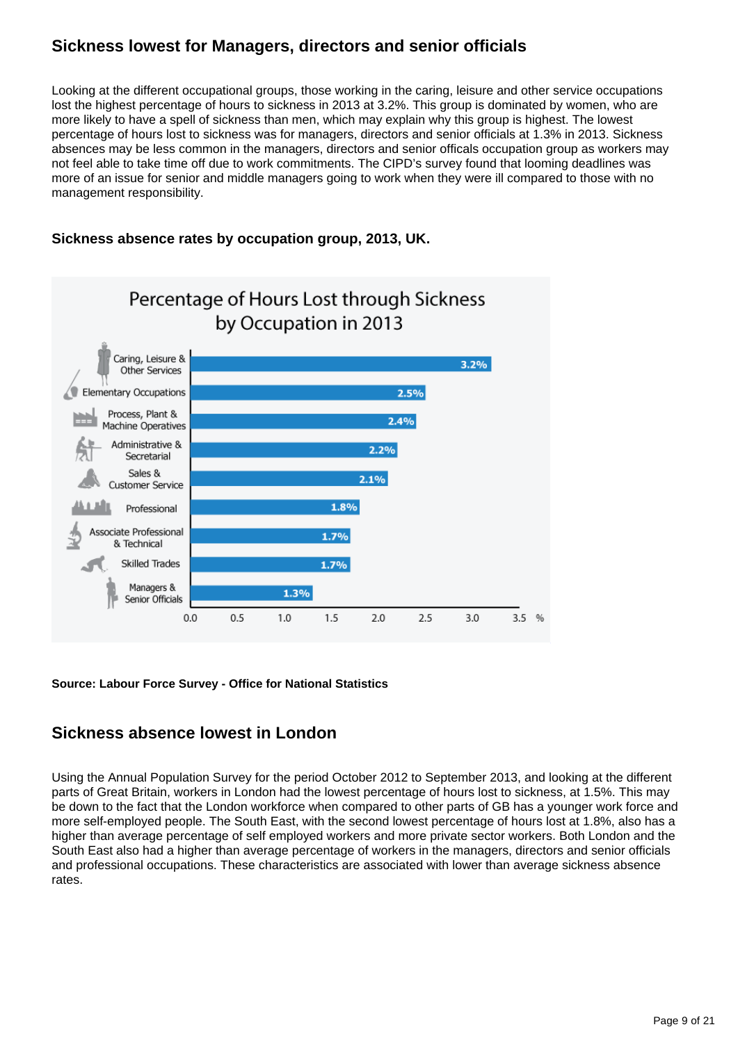## Sickness lowest for Managers, directors and senior officials

Looking at the different occupational groups, those working in the caring, leisure and other service occupations lost the highest percentage of hours to sickness in 2013 at 3.2%. This group is dominated by women, who are more likely to have a spell of sickness than men, which may explain why this group is highest. The lowest percentage of hours lost to sickness was for managers, directors and senior officials at 1.3% in 2013. Sickness absences may be less common in the managers, directors and senior offcials occupation group as workers may not feel able to take time off due to work commitments. The CIPD's survey found that looming deadlines was more of an issue for senior and middle managers going to work when they were ill compared to those with no management responsibility.

### Sickness absence rates by occupation group, 2013, UK.

Percentage of Hours Lost through Sickness by Occupation in 2013

| Occupation | % |
|---|---|
| Caring, Leisure & Other Services | 3.2% |
| Elementary Occupations | 2.5% |
| Process, Plant & Machine Operatives | 2.4% |
| Administrative & Secretarial | 2.2% |
| Sales & Customer Service | 2.1% |
| Professional | 1.8% |
| Associate Professional & Technical | 1.7% |
| Skilled Trades | 1.7% |
| Managers & Senior Officials | 1.3% |

**Source: Labour Force Survey - Office for National Statistics**

## Sickness absence lowest in London

Using the Annual Population Survey for the period October 2012 to September 2013, and looking at the different parts of Great Britain, workers in London had the lowest percentage of hours lost to sickness, at 1.5%. This may be down to the fact that the London workforce when compared to other parts of GB has a younger work force and more self-employed people. The South East, with the second lowest percentage of hours lost at 1.8%, also has a higher than average percentage of self employed workers and more private sector workers. Both London and the South East also had a higher than average percentage of workers in the managers, directors and senior officials and professional occupations. These characteristics are associated with lower than average sickness absence rates.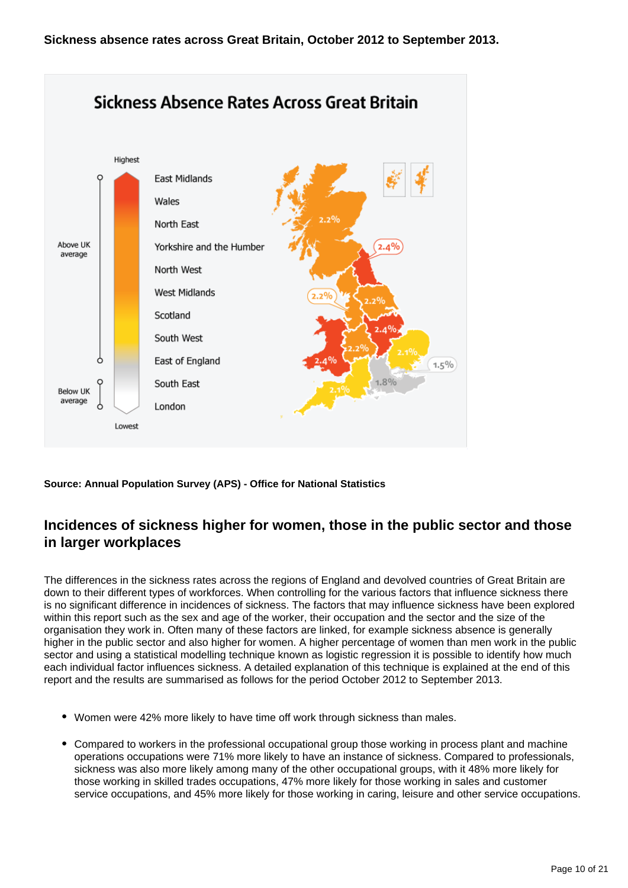**Sickness absence rates across Great Britain, October 2012 to September 2013.**

Sickness Absence Rates Across Great Britain

Highest

Above UK average

- East Midlands
- Wales
- North East
- Yorkshire and the Humber
- North West
- West Midlands
- Scotland
- South West
- East of England

Below UK average

- South East
- London

Lowest

2.2%, 2.4%, 2.2%, 2.2%, 2.4%, 2.2%, 2.4%, 2.1%, 1.5%, 1.8%, 2.1%

**Source: Annual Population Survey (APS) - Office for National Statistics**

## Incidences of sickness higher for women, those in the public sector and those in larger workplaces

The differences in the sickness rates across the regions of England and devolved countries of Great Britain are down to their different types of workforces. When controlling for the various factors that influence sickness there is no significant difference in incidences of sickness. The factors that may influence sickness have been explored within this report such as the sex and age of the worker, their occupation and the sector and the size of the organisation they work in. Often many of these factors are linked, for example sickness absence is generally higher in the public sector and also higher for women. A higher percentage of women than men work in the public sector and using a statistical modelling technique known as logistic regression it is possible to identify how much each individual factor influences sickness. A detailed explanation of this technique is explained at the end of this report and the results are summarised as follows for the period October 2012 to September 2013.

- Women were 42% more likely to have time off work through sickness than males.
- Compared to workers in the professional occupational group those working in process plant and machine operations occupations were 71% more likely to have an instance of sickness. Compared to professionals, sickness was also more likely among many of the other occupational groups, with it 48% more likely for those working in skilled trades occupations, 47% more likely for those working in sales and customer service occupations, and 45% more likely for those working in caring, leisure and other service occupations.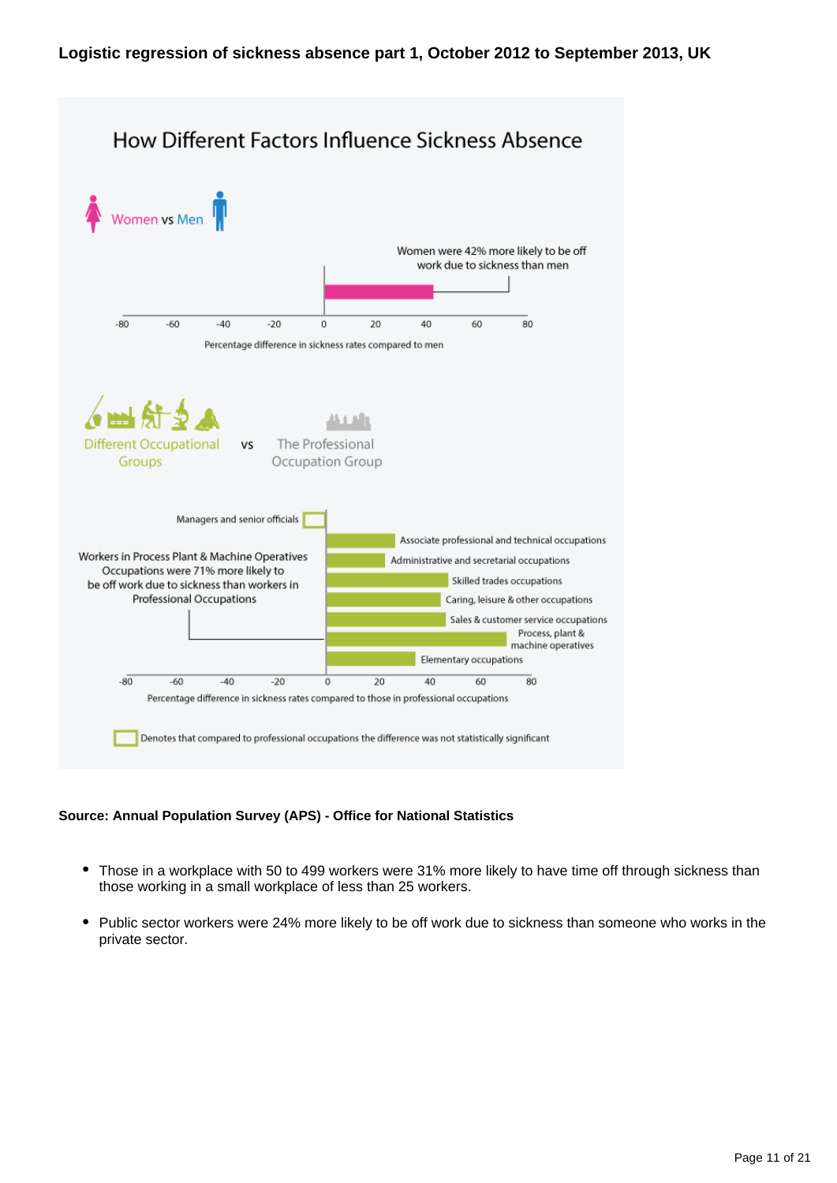**Logistic regression of sickness absence part 1, October 2012 to September 2013, UK**

How Different Factors Influence Sickness Absence

Women vs Men

Women were 42% more likely to be off work due to sickness than men

-80 -60 -40 -20 0 20 40 60 80

Percentage difference in sickness rates compared to men

Different Occupational Groups vs The Professional Occupation Group

Managers and senior officials

Associate professional and technical occupations

Administrative and secretarial occupations

Skilled trades occupations

Caring, leisure & other occupations

Sales & customer service occupations

Process, plant & machine operatives

Elementary occupations

Workers in Process Plant & Machine Operatives Occupations were 71% more likely to be off work due to sickness than workers in Professional Occupations

-80 -60 -40 -20 0 20 40 60 80

Percentage difference in sickness rates compared to those in professional occupations

Denotes that compared to professional occupations the difference was not statistically significant

**Source: Annual Population Survey (APS) - Office for National Statistics**

- Those in a workplace with 50 to 499 workers were 31% more likely to have time off through sickness than those working in a small workplace of less than 25 workers.
- Public sector workers were 24% more likely to be off work due to sickness than someone who works in the private sector.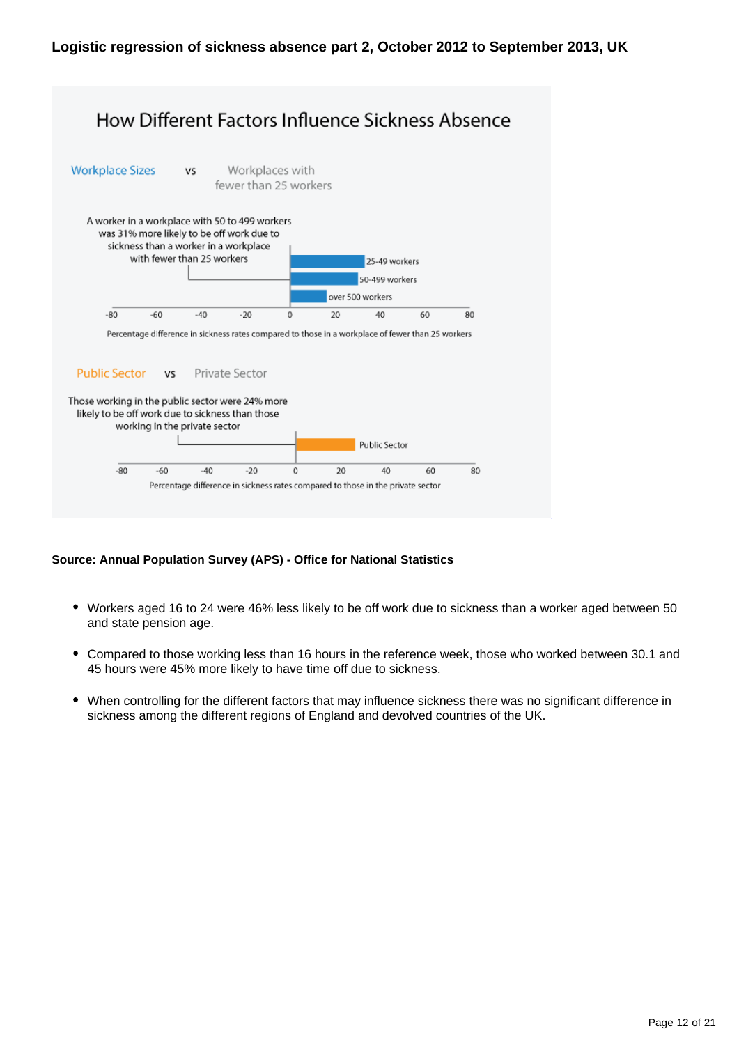**Logistic regression of sickness absence part 2, October 2012 to September 2013, UK**

How Different Factors Influence Sickness Absence

Workplace Sizes vs Workplaces with fewer than 25 workers

A worker in a workplace with 50 to 499 workers was 31% more likely to be off work due to sickness than a worker in a workplace with fewer than 25 workers

25-49 workers

50-499 workers

over 500 workers

-80 -60 -40 -20 0 20 40 60 80

Percentage difference in sickness rates compared to those in a workplace of fewer than 25 workers

Public Sector vs Private Sector

Those working in the public sector were 24% more likely to be off work due to sickness than those working in the private sector

Public Sector

-80 -60 -40 -20 0 20 40 60 80

Percentage difference in sickness rates compared to those in the private sector

**Source: Annual Population Survey (APS) - Office for National Statistics**

- Workers aged 16 to 24 were 46% less likely to be off work due to sickness than a worker aged between 50 and state pension age.
- Compared to those working less than 16 hours in the reference week, those who worked between 30.1 and 45 hours were 45% more likely to have time off due to sickness.
- When controlling for the different factors that may influence sickness there was no significant difference in sickness among the different regions of England and devolved countries of the UK.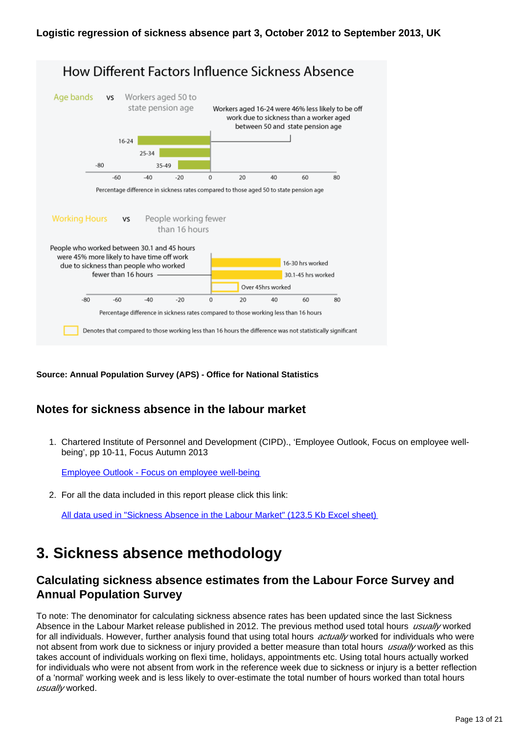**Logistic regression of sickness absence part 3, October 2012 to September 2013, UK**

How Different Factors Influence Sickness Absence

Age bands vs Workers aged 50 to state pension age

Workers aged 16-24 were 46% less likely to be off work due to sickness than a worker aged between 50 and state pension age

16-24

25-34

35-49

-80 -60 -40 -20 0 20 40 60 80

Percentage difference in sickness rates compared to those aged 50 to state pension age

Working Hours vs People working fewer than 16 hours

People who worked between 30.1 and 45 hours were 45% more likely to have time off work due to sickness than people who worked fewer than 16 hours

16-30 hrs worked

30.1-45 hrs worked

Over 45hrs worked

-80 -60 -40 -20 0 20 40 60 80

Percentage difference in sickness rates compared to those working less than 16 hours

Denotes that compared to those working less than 16 hours the difference was not statistically significant

**Source: Annual Population Survey (APS) - Office for National Statistics**

## Notes for sickness absence in the labour market

1. Chartered Institute of Personnel and Development (CIPD)., 'Employee Outlook, Focus on employee well-being', pp 10-11, Focus Autumn 2013

   Employee Outlook - Focus on employee well-being

2. For all the data included in this report please click this link:

   All data used in "Sickness Absence in the Labour Market" (123.5 Kb Excel sheet)

# 3. Sickness absence methodology

## Calculating sickness absence estimates from the Labour Force Survey and Annual Population Survey

To note: The denominator for calculating sickness absence rates has been updated since the last Sickness Absence in the Labour Market release published in 2012. The previous method used total hours *usually* worked for all individuals. However, further analysis found that using total hours *actually* worked for individuals who were not absent from work due to sickness or injury provided a better measure than total hours *usually* worked as this takes account of individuals working on flexi time, holidays, appointments etc. Using total hours actually worked for individuals who were not absent from work in the reference week due to sickness or injury is a better reflection of a 'normal' working week and is less likely to over-estimate the total number of hours worked than total hours *usually* worked.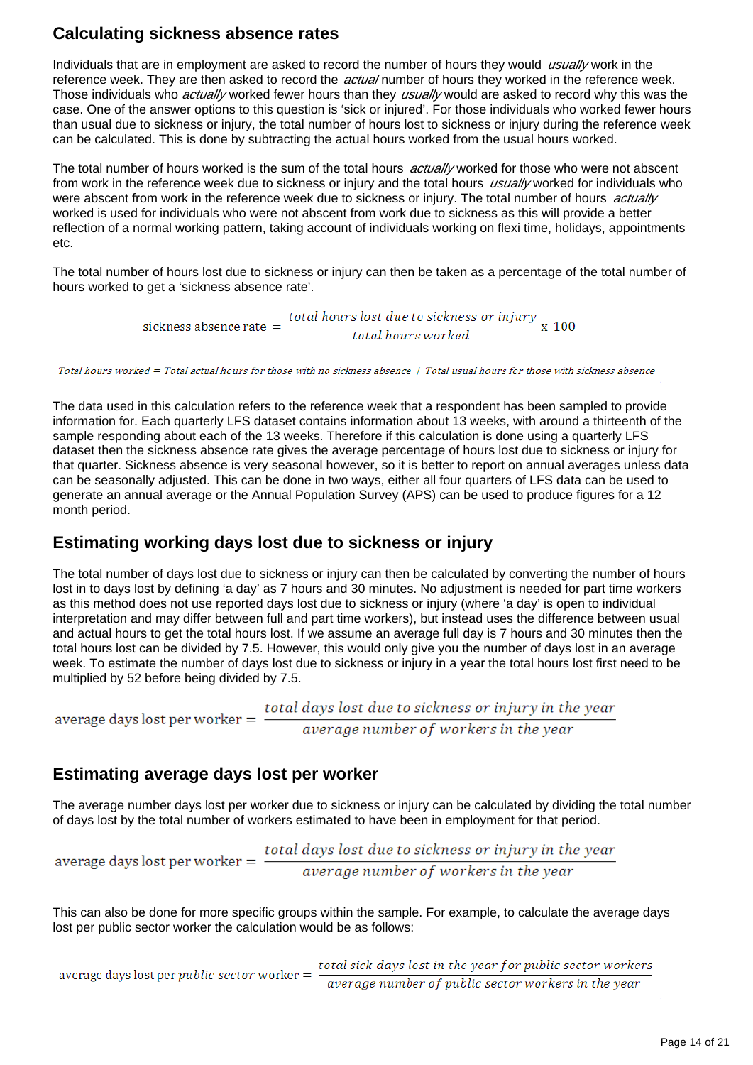## Calculating sickness absence rates

Individuals that are in employment are asked to record the number of hours they would *usually* work in the reference week. They are then asked to record the *actual* number of hours they worked in the reference week. Those individuals who *actually* worked fewer hours than they *usually* would are asked to record why this was the case. One of the answer options to this question is 'sick or injured'. For those individuals who worked fewer hours than usual due to sickness or injury, the total number of hours lost to sickness or injury during the reference week can be calculated. This is done by subtracting the actual hours worked from the usual hours worked.

The total number of hours worked is the sum of the total hours *actually* worked for those who were not abscent from work in the reference week due to sickness or injury and the total hours *usually* worked for individuals who were absent from work in the reference week due to sickness or injury. The total number of hours *actually* worked is used for individuals who were not absent from work due to sickness as this will provide a better reflection of a normal working pattern, taking account of individuals working on flexi time, holidays, appointments etc.

The total number of hours lost due to sickness or injury can then be taken as a percentage of the total number of hours worked to get a 'sickness absence rate'.

$$\text{sickness absence rate} = \frac{\textit{total hours lost due to sickness or injury}}{\textit{total hours worked}} \text{ x } 100$$

*Total hours worked = Total actual hours for those with no sickness absence + Total usual hours for those with sickness absence*

The data used in this calculation refers to the reference week that a respondent has been sampled to provide information for. Each quarterly LFS dataset contains information about 13 weeks, with around a thirteenth of the sample responding about each of the 13 weeks. Therefore if this calculation is done using a quarterly LFS dataset then the sickness absence rate gives the average percentage of hours lost due to sickness or injury for that quarter. Sickness absence is very seasonal however, so it is better to report on annual averages unless data can be seasonally adjusted. This can be done in two ways, either all four quarters of LFS data can be used to generate an annual average or the Annual Population Survey (APS) can be used to produce figures for a 12 month period.

## Estimating working days lost due to sickness or injury

The total number of days lost due to sickness or injury can then be calculated by converting the number of hours lost in to days lost by defining 'a day' as 7 hours and 30 minutes. No adjustment is needed for part time workers as this method does not use reported days lost due to sickness or injury (where 'a day' is open to individual interpretation and may differ between full and part time workers), but instead uses the difference between usual and actual hours to get the total hours lost. If we assume an average full day is 7 hours and 30 minutes then the total hours lost can be divided by 7.5. However, this would only give you the number of days lost in an average week. To estimate the number of days lost due to sickness or injury in a year the total hours lost first need to be multiplied by 52 before being divided by 7.5.

$$\text{average days lost per worker} = \frac{\textit{total days lost due to sickness or injury in the year}}{\textit{average number of workers in the year}}$$

## Estimating average days lost per worker

The average number days lost per worker due to sickness or injury can be calculated by dividing the total number of days lost by the total number of workers estimated to have been in employment for that period.

$$\text{average days lost per worker} = \frac{\textit{total days lost due to sickness or injury in the year}}{\textit{average number of workers in the year}}$$

This can also be done for more specific groups within the sample. For example, to calculate the average days lost per public sector worker the calculation would be as follows:

$$\text{average days lost per } \textit{public sector} \text{ worker} = \frac{\textit{total sick days lost in the year for public sector workers}}{\textit{average number of public sector workers in the year}}$$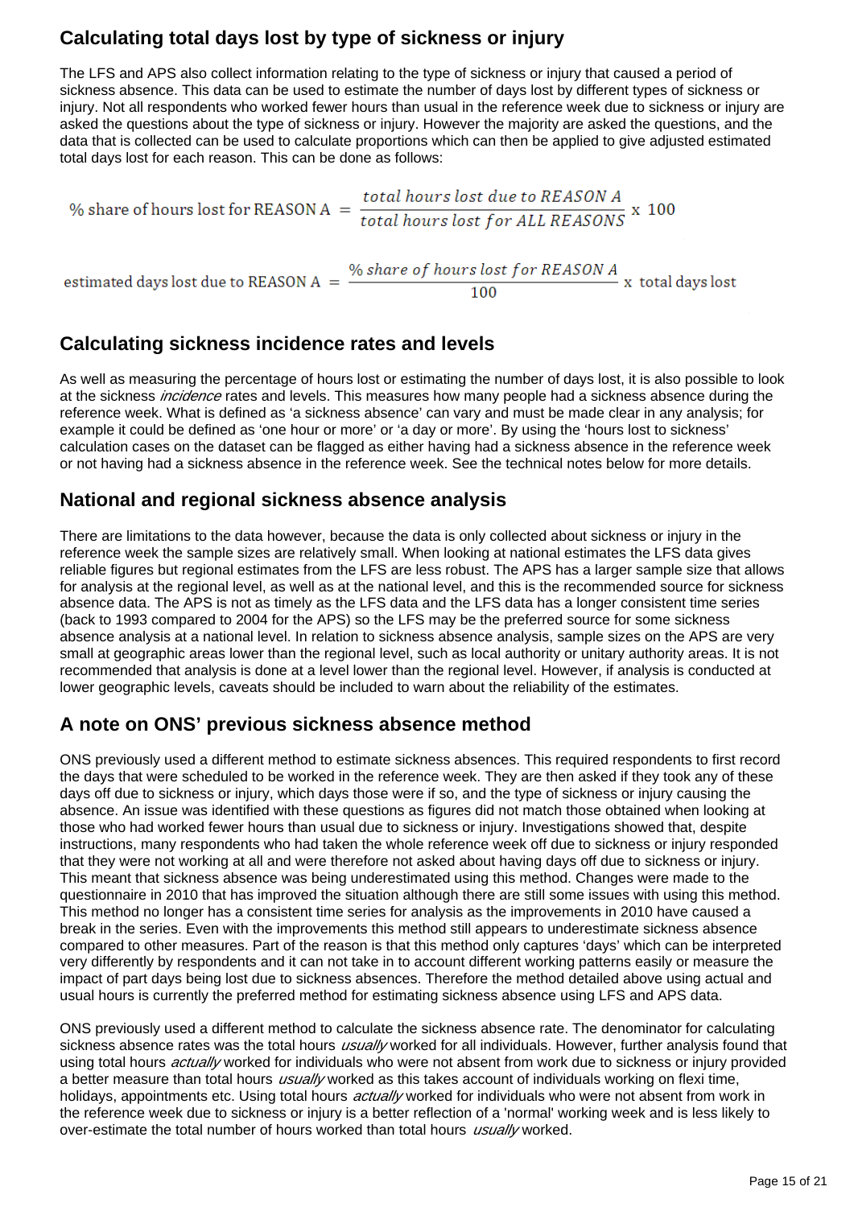## Calculating total days lost by type of sickness or injury

The LFS and APS also collect information relating to the type of sickness or injury that caused a period of sickness absence. This data can be used to estimate the number of days lost by different types of sickness or injury. Not all respondents who worked fewer hours than usual in the reference week due to sickness or injury are asked the questions about the type of sickness or injury. However the majority are asked the questions, and the data that is collected can be used to calculate proportions which can then be applied to give adjusted estimated total days lost for each reason. This can be done as follows:

$$\text{\% share of hours lost for REASON A} = \frac{\textit{total hours lost due to REASON A}}{\textit{total hours lost for ALL REASONS}} \times 100$$

$$\text{estimated days lost due to REASON A} = \frac{\textit{\% share of hours lost for REASON A}}{100} \times \text{total days lost}$$

## Calculating sickness incidence rates and levels

As well as measuring the percentage of hours lost or estimating the number of days lost, it is also possible to look at the sickness *incidence* rates and levels. This measures how many people had a sickness absence during the reference week. What is defined as 'a sickness absence' can vary and must be made clear in any analysis; for example it could be defined as 'one hour or more' or 'a day or more'. By using the 'hours lost to sickness' calculation cases on the dataset can be flagged as either having had a sickness absence in the reference week or not having had a sickness absence in the reference week. See the technical notes below for more details.

## National and regional sickness absence analysis

There are limitations to the data however, because the data is only collected about sickness or injury in the reference week the sample sizes are relatively small. When looking at national estimates the LFS data gives reliable figures but regional estimates from the LFS are less robust. The APS has a larger sample size that allows for analysis at the regional level, as well as at the national level, and this is the recommended source for sickness absence data. The APS is not as timely as the LFS data and the LFS data has a longer consistent time series (back to 1993 compared to 2004 for the APS) so the LFS may be the preferred source for some sickness absence analysis at a national level. In relation to sickness absence analysis, sample sizes on the APS are very small at geographic areas lower than the regional level, such as local authority or unitary authority areas. It is not recommended that analysis is done at a level lower than the regional level. However, if analysis is conducted at lower geographic levels, caveats should be included to warn about the reliability of the estimates.

## A note on ONS' previous sickness absence method

ONS previously used a different method to estimate sickness absences. This required respondents to first record the days that were scheduled to be worked in the reference week. They are then asked if they took any of these days off due to sickness or injury, which days those were if so, and the type of sickness or injury causing the absence. An issue was identified with these questions as figures did not match those obtained when looking at those who had worked fewer hours than usual due to sickness or injury. Investigations showed that, despite instructions, many respondents who had taken the whole reference week off due to sickness or injury responded that they were not working at all and were therefore not asked about having days off due to sickness or injury. This meant that sickness absence was being underestimated using this method. Changes were made to the questionnaire in 2010 that has improved the situation although there are still some issues with using this method. This method no longer has a consistent time series for analysis as the improvements in 2010 have caused a break in the series. Even with the improvements this method still appears to underestimate sickness absence compared to other measures. Part of the reason is that this method only captures 'days' which can be interpreted very differently by respondents and it can not take in to account different working patterns easily or measure the impact of part days being lost due to sickness absences. Therefore the method detailed above using actual and usual hours is currently the preferred method for estimating sickness absence using LFS and APS data.

ONS previously used a different method to calculate the sickness absence rate. The denominator for calculating sickness absence rates was the total hours *usually* worked for all individuals. However, further analysis found that using total hours *actually* worked for individuals who were not absent from work due to sickness or injury provided a better measure than total hours *usually* worked as this takes account of individuals working on flexi time, holidays, appointments etc. Using total hours *actually* worked for individuals who were not absent from work in the reference week due to sickness or injury is a better reflection of a 'normal' working week and is less likely to over-estimate the total number of hours worked than total hours *usually* worked.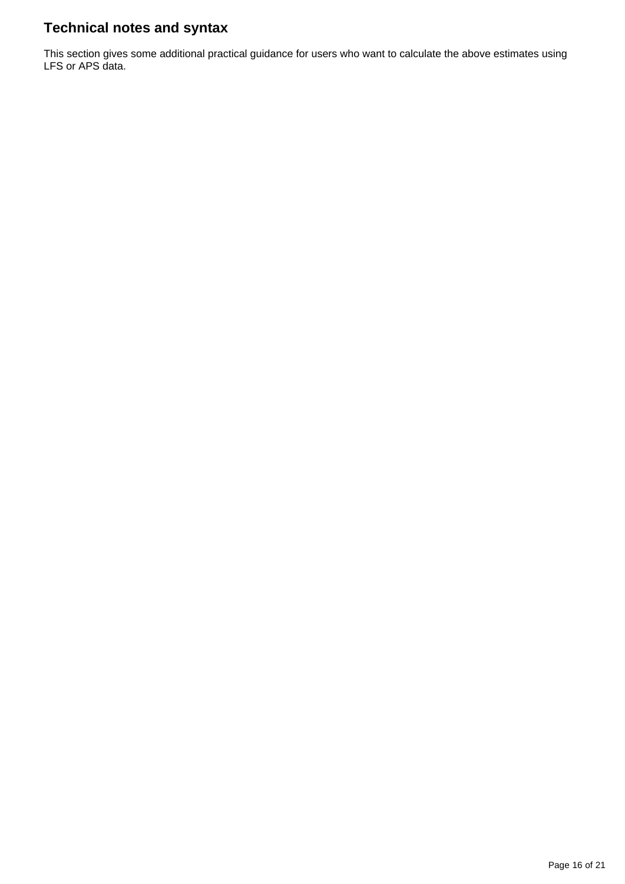## Technical notes and syntax

This section gives some additional practical guidance for users who want to calculate the above estimates using LFS or APS data.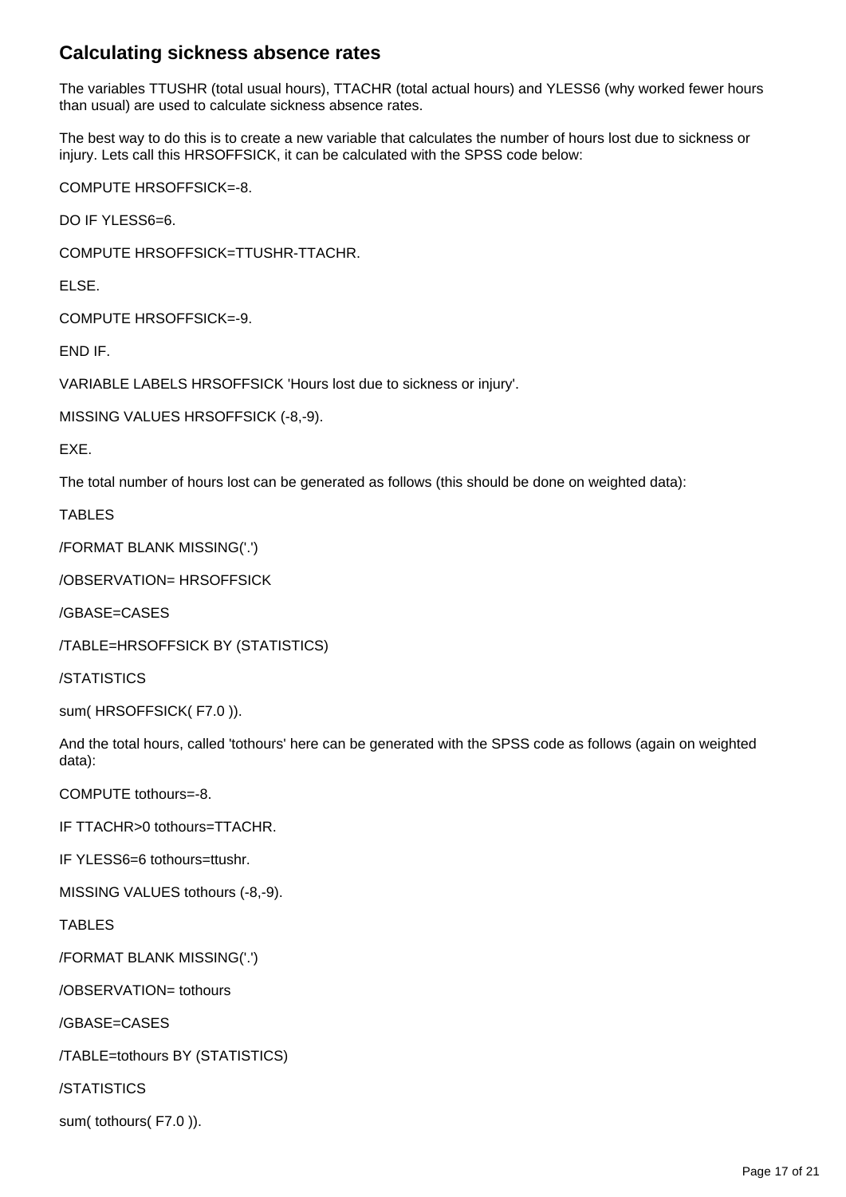## Calculating sickness absence rates

The variables TTUSHR (total usual hours), TTACHR (total actual hours) and YLESS6 (why worked fewer hours than usual) are used to calculate sickness absence rates.

The best way to do this is to create a new variable that calculates the number of hours lost due to sickness or injury. Lets call this HRSOFFSICK, it can be calculated with the SPSS code below:

```
COMPUTE HRSOFFSICK=-8.

DO IF YLESS6=6.

COMPUTE HRSOFFSICK=TTUSHR-TTACHR.

ELSE.

COMPUTE HRSOFFSICK=-9.

END IF.

VARIABLE LABELS HRSOFFSICK 'Hours lost due to sickness or injury'.

MISSING VALUES HRSOFFSICK (-8,-9).

EXE.
```

The total number of hours lost can be generated as follows (this should be done on weighted data):

```
TABLES

/FORMAT BLANK MISSING('.')

/OBSERVATION= HRSOFFSICK

/GBASE=CASES

/TABLE=HRSOFFSICK BY (STATISTICS)

/STATISTICS

sum( HRSOFFSICK( F7.0 )).
```

And the total hours, called 'tothours' here can be generated with the SPSS code as follows (again on weighted data):

```
COMPUTE tothours=-8.

IF TTACHR>0 tothours=TTACHR.

IF YLESS6=6 tothours=ttushr.

MISSING VALUES tothours (-8,-9).

TABLES

/FORMAT BLANK MISSING('.')

/OBSERVATION= tothours

/GBASE=CASES

/TABLE=tothours BY (STATISTICS)

/STATISTICS

sum( tothours( F7.0 )).
```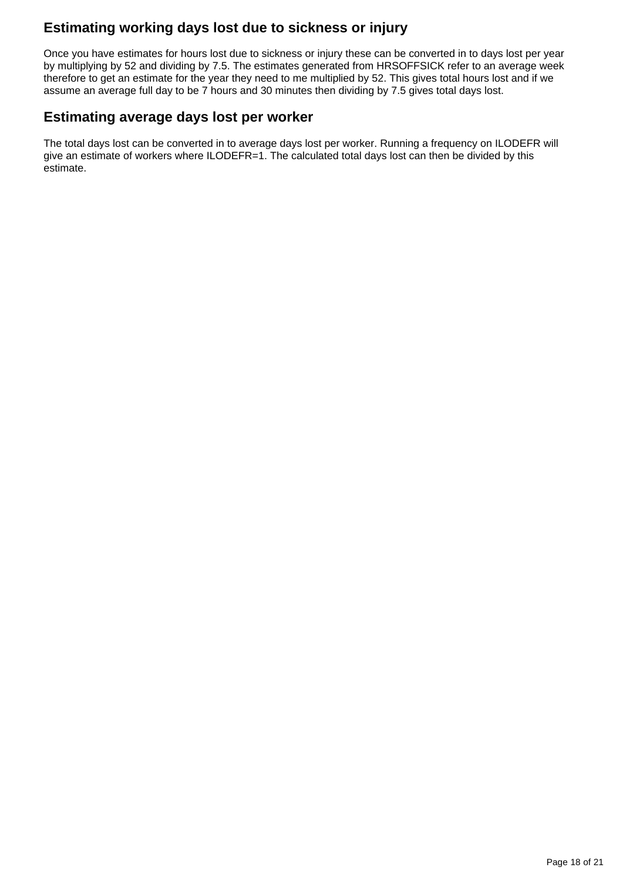## Estimating working days lost due to sickness or injury

Once you have estimates for hours lost due to sickness or injury these can be converted in to days lost per year by multiplying by 52 and dividing by 7.5. The estimates generated from HRSOFFSICK refer to an average week therefore to get an estimate for the year they need to me multiplied by 52. This gives total hours lost and if we assume an average full day to be 7 hours and 30 minutes then dividing by 7.5 gives total days lost.

## Estimating average days lost per worker

The total days lost can be converted in to average days lost per worker. Running a frequency on ILODEFR will give an estimate of workers where ILODEFR=1. The calculated total days lost can then be divided by this estimate.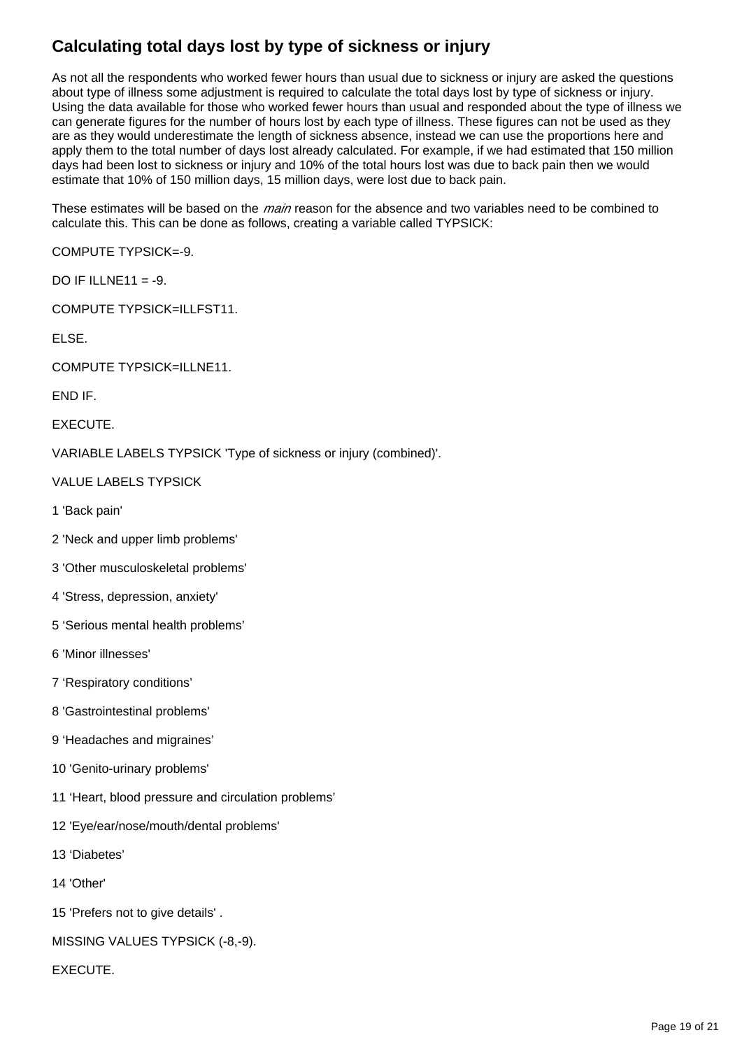## Calculating total days lost by type of sickness or injury

As not all the respondents who worked fewer hours than usual due to sickness or injury are asked the questions about type of illness some adjustment is required to calculate the total days lost by type of sickness or injury. Using the data available for those who worked fewer hours than usual and responded about the type of illness we can generate figures for the number of hours lost by each type of illness. These figures can not be used as they are as they would underestimate the length of sickness absence, instead we can use the proportions here and apply them to the total number of days lost already calculated. For example, if we had estimated that 150 million days had been lost to sickness or injury and 10% of the total hours lost was due to back pain then we would estimate that 10% of 150 million days, 15 million days, were lost due to back pain.

These estimates will be based on the *main* reason for the absence and two variables need to be combined to calculate this. This can be done as follows, creating a variable called TYPSICK:

```
COMPUTE TYPSICK=-9.

DO IF ILLNE11 = -9.

COMPUTE TYPSICK=ILLFST11.

ELSE.

COMPUTE TYPSICK=ILLNE11.

END IF.

EXECUTE.

VARIABLE LABELS TYPSICK 'Type of sickness or injury (combined)'.

VALUE LABELS TYPSICK

1 'Back pain'

2 'Neck and upper limb problems'

3 'Other musculoskeletal problems'

4 'Stress, depression, anxiety'

5 ‘Serious mental health problems’

6 'Minor illnesses'

7 ‘Respiratory conditions’

8 'Gastrointestinal problems'

9 ‘Headaches and migraines’

10 'Genito-urinary problems'

11 ‘Heart, blood pressure and circulation problems’

12 'Eye/ear/nose/mouth/dental problems'

13 ‘Diabetes’

14 'Other'

15 'Prefers not to give details' .

MISSING VALUES TYPSICK (-8,-9).

EXECUTE.
```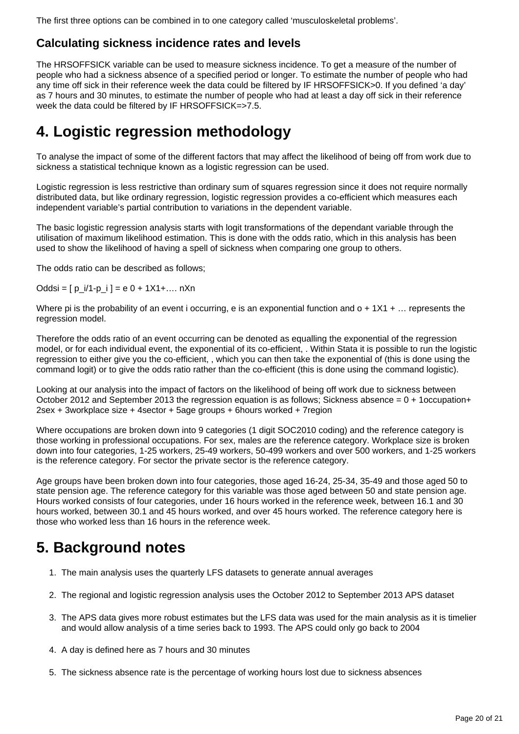The first three options can be combined in to one category called 'musculoskeletal problems'.

### Calculating sickness incidence rates and levels

The HRSOFFSICK variable can be used to measure sickness incidence. To get a measure of the number of people who had a sickness absence of a specified period or longer. To estimate the number of people who had any time off sick in their reference week the data could be filtered by IF HRSOFFSICK>0. If you defined 'a day' as 7 hours and 30 minutes, to estimate the number of people who had at least a day off sick in their reference week the data could be filtered by IF HRSOFFSICK=>7.5.

## 4. Logistic regression methodology

To analyse the impact of some of the different factors that may affect the likelihood of being off from work due to sickness a statistical technique known as a logistic regression can be used.

Logistic regression is less restrictive than ordinary sum of squares regression since it does not require normally distributed data, but like ordinary regression, logistic regression provides a co-efficient which measures each independent variable's partial contribution to variations in the dependent variable.

The basic logistic regression analysis starts with logit transformations of the dependant variable through the utilisation of maximum likelihood estimation. This is done with the odds ratio, which in this analysis has been used to show the likelihood of having a spell of sickness when comparing one group to others.

The odds ratio can be described as follows;

Oddsi = [ p_i/1-p_i ] = e 0 + 1X1+…. nXn

Where pi is the probability of an event i occurring, e is an exponential function and o + 1X1 + … represents the regression model.

Therefore the odds ratio of an event occurring can be denoted as equalling the exponential of the regression model, or for each individual event, the exponential of its co-efficient, . Within Stata it is possible to run the logistic regression to either give you the co-efficient, , which you can then take the exponential of (this is done using the command logit) or to give the odds ratio rather than the co-efficient (this is done using the command logistic).

Looking at our analysis into the impact of factors on the likelihood of being off work due to sickness between October 2012 and September 2013 the regression equation is as follows; Sickness absence = 0 + 1occupation+ 2sex + 3workplace size + 4sector + 5age groups + 6hours worked + 7region

Where occupations are broken down into 9 categories (1 digit SOC2010 coding) and the reference category is those working in professional occupations. For sex, males are the reference category. Workplace size is broken down into four categories, 1-25 workers, 25-49 workers, 50-499 workers and over 500 workers, and 1-25 workers is the reference category. For sector the private sector is the reference category.

Age groups have been broken down into four categories, those aged 16-24, 25-34, 35-49 and those aged 50 to state pension age. The reference category for this variable was those aged between 50 and state pension age. Hours worked consists of four categories, under 16 hours worked in the reference week, between 16.1 and 30 hours worked, between 30.1 and 45 hours worked, and over 45 hours worked. The reference category here is those who worked less than 16 hours in the reference week.

## 5. Background notes

1. The main analysis uses the quarterly LFS datasets to generate annual averages
2. The regional and logistic regression analysis uses the October 2012 to September 2013 APS dataset
3. The APS data gives more robust estimates but the LFS data was used for the main analysis as it is timelier and would allow analysis of a time series back to 1993. The APS could only go back to 2004
4. A day is defined here as 7 hours and 30 minutes
5. The sickness absence rate is the percentage of working hours lost due to sickness absences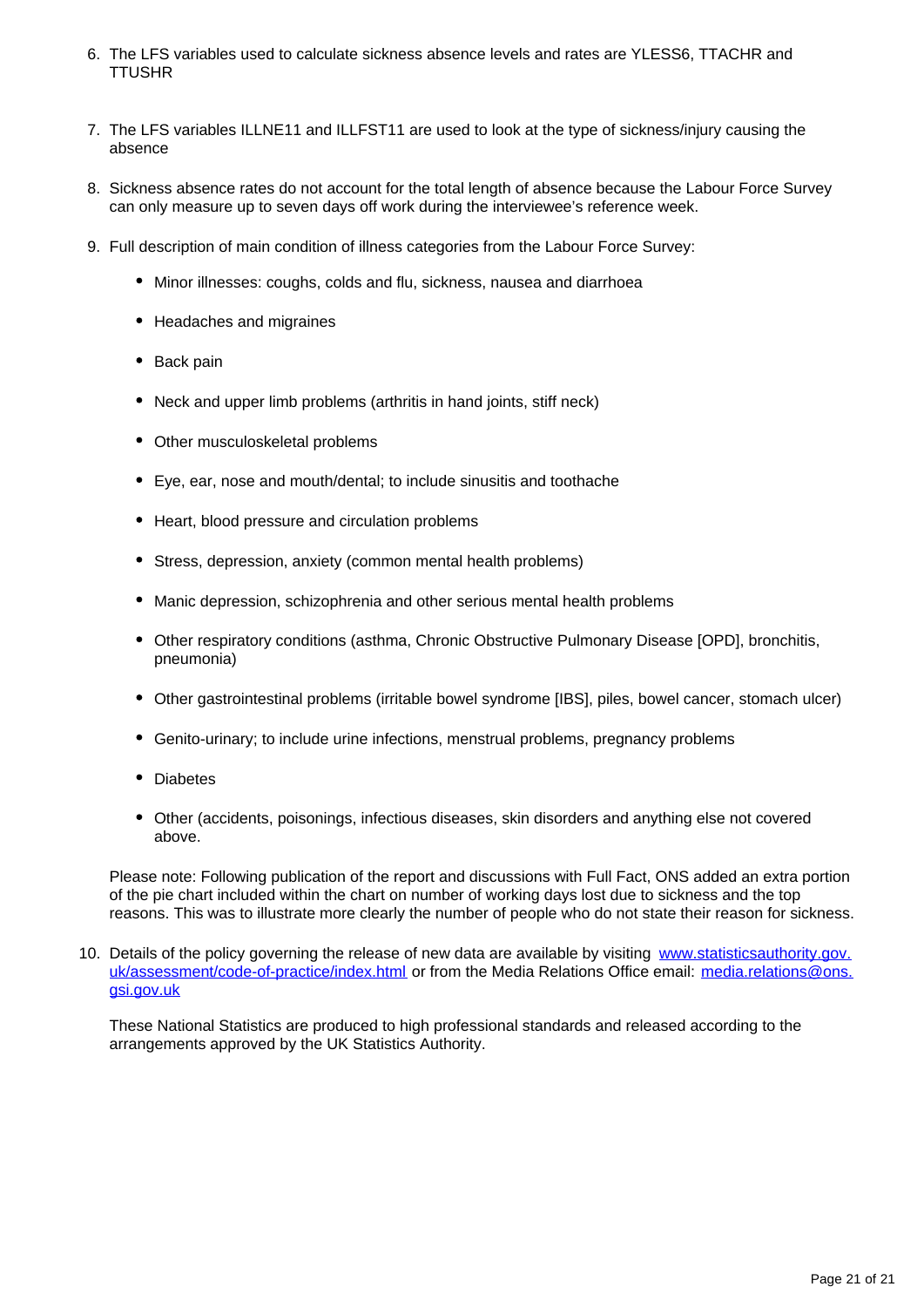6. The LFS variables used to calculate sickness absence levels and rates are YLESS6, TTACHR and TTUSHR

7. The LFS variables ILLNE11 and ILLFST11 are used to look at the type of sickness/injury causing the absence

8. Sickness absence rates do not account for the total length of absence because the Labour Force Survey can only measure up to seven days off work during the interviewee's reference week.

9. Full description of main condition of illness categories from the Labour Force Survey:

    - Minor illnesses: coughs, colds and flu, sickness, nausea and diarrhoea
    - Headaches and migraines
    - Back pain
    - Neck and upper limb problems (arthritis in hand joints, stiff neck)
    - Other musculoskeletal problems
    - Eye, ear, nose and mouth/dental; to include sinusitis and toothache
    - Heart, blood pressure and circulation problems
    - Stress, depression, anxiety (common mental health problems)
    - Manic depression, schizophrenia and other serious mental health problems
    - Other respiratory conditions (asthma, Chronic Obstructive Pulmonary Disease [OPD], bronchitis, pneumonia)
    - Other gastrointestinal problems (irritable bowel syndrome [IBS], piles, bowel cancer, stomach ulcer)
    - Genito-urinary; to include urine infections, menstrual problems, pregnancy problems
    - Diabetes
    - Other (accidents, poisonings, infectious diseases, skin disorders and anything else not covered above.

    Please note: Following publication of the report and discussions with Full Fact, ONS added an extra portion of the pie chart included within the chart on number of working days lost due to sickness and the top reasons. This was to illustrate more clearly the number of people who do not state their reason for sickness.

10. Details of the policy governing the release of new data are available by visiting [www.statisticsauthority.gov.uk/assessment/code-of-practice/index.html](www.statisticsauthority.gov.uk/assessment/code-of-practice/index.html) or from the Media Relations Office email: [media.relations@ons.gsi.gov.uk](mailto:media.relations@ons.gsi.gov.uk)

    These National Statistics are produced to high professional standards and released according to the arrangements approved by the UK Statistics Authority.